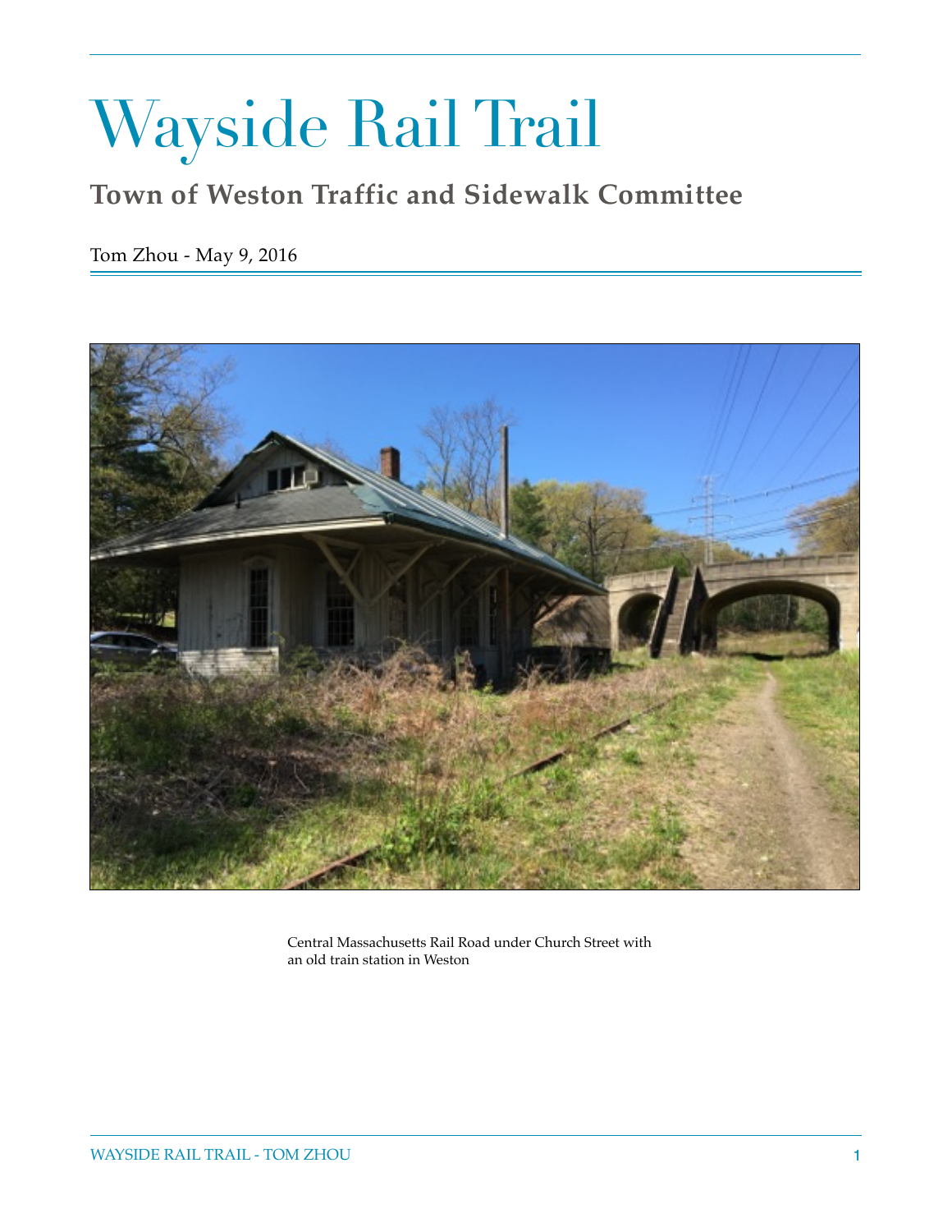# Wayside Rail Trail

## Town of Weston Traffic and Sidewalk Committee

Tom Zhou - May 9, 2016

Central Massachusetts Rail Road under Church Street with an old train station in Weston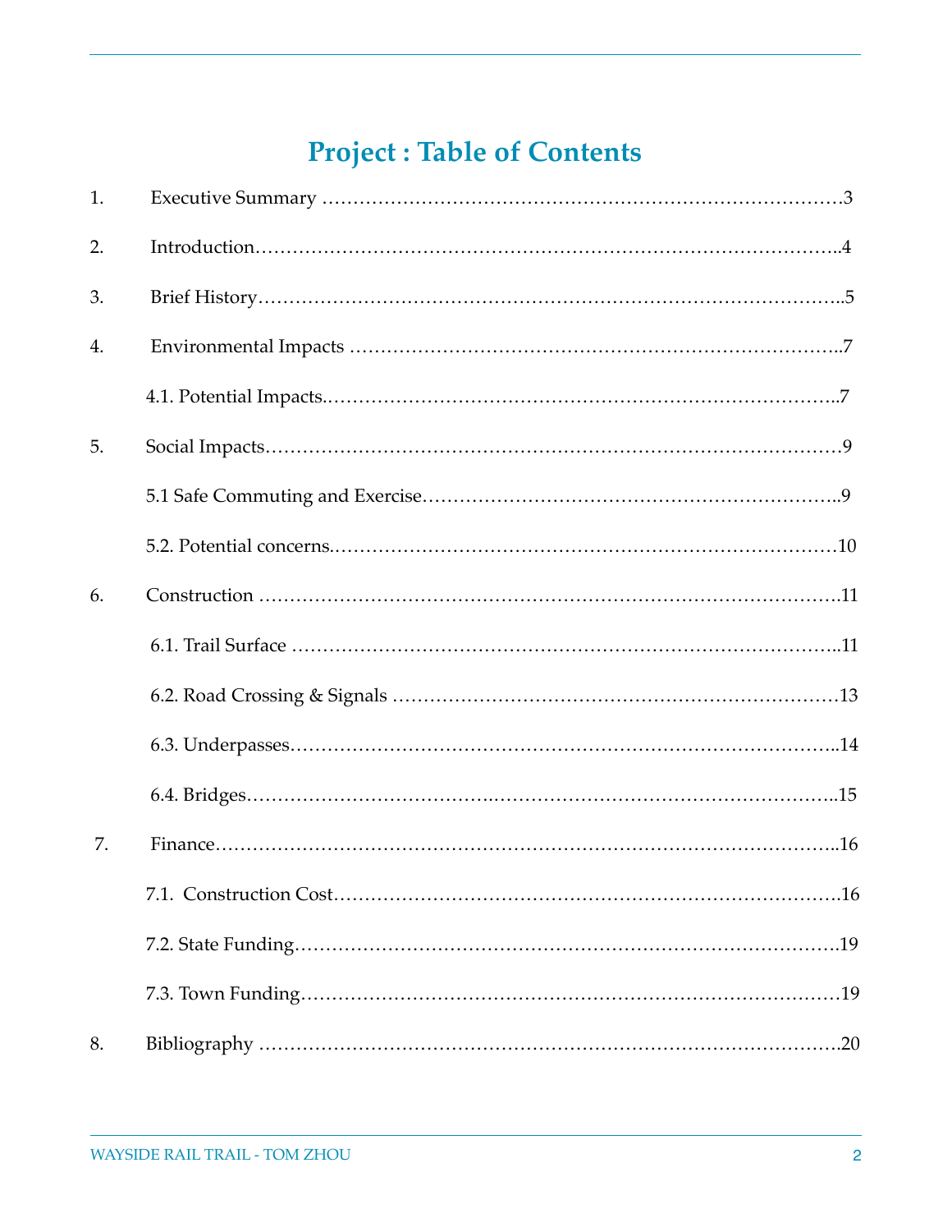# Project : Table of Contents

1. Executive Summary ……………………………………………………………………3
2. Introduction………………………………………………………………………….4
3. Brief History………………………………………………………………………..5
4. Environmental Impacts ……………………………………………………………..7
   - 4.1. Potential Impacts.………………………………………………………………..7
5. Social Impacts…………………………………………………………………………9
   - 5.1 Safe Commuting and Exercise……………………………………………………..9
   - 5.2. Potential concerns.……………………………………………………………10
6. Construction ………………………………………………………………………….11
   - 6.1. Trail Surface …………………………………………………………………..11
   - 6.2. Road Crossing & Signals ………………………………………………………13
   - 6.3. Underpasses……………………………………………………………………..14
   - 6.4. Bridges…………………………………………………………………………..15
7. Finance…………………………………………………………………………………..16
   - 7.1. Construction Cost…………………………………………………………………….16
   - 7.2. State Funding……………………………………………………………………….19
   - 7.3. Town Funding……………………………………………………………………….19
8. Bibliography ………………………………………………………………………….20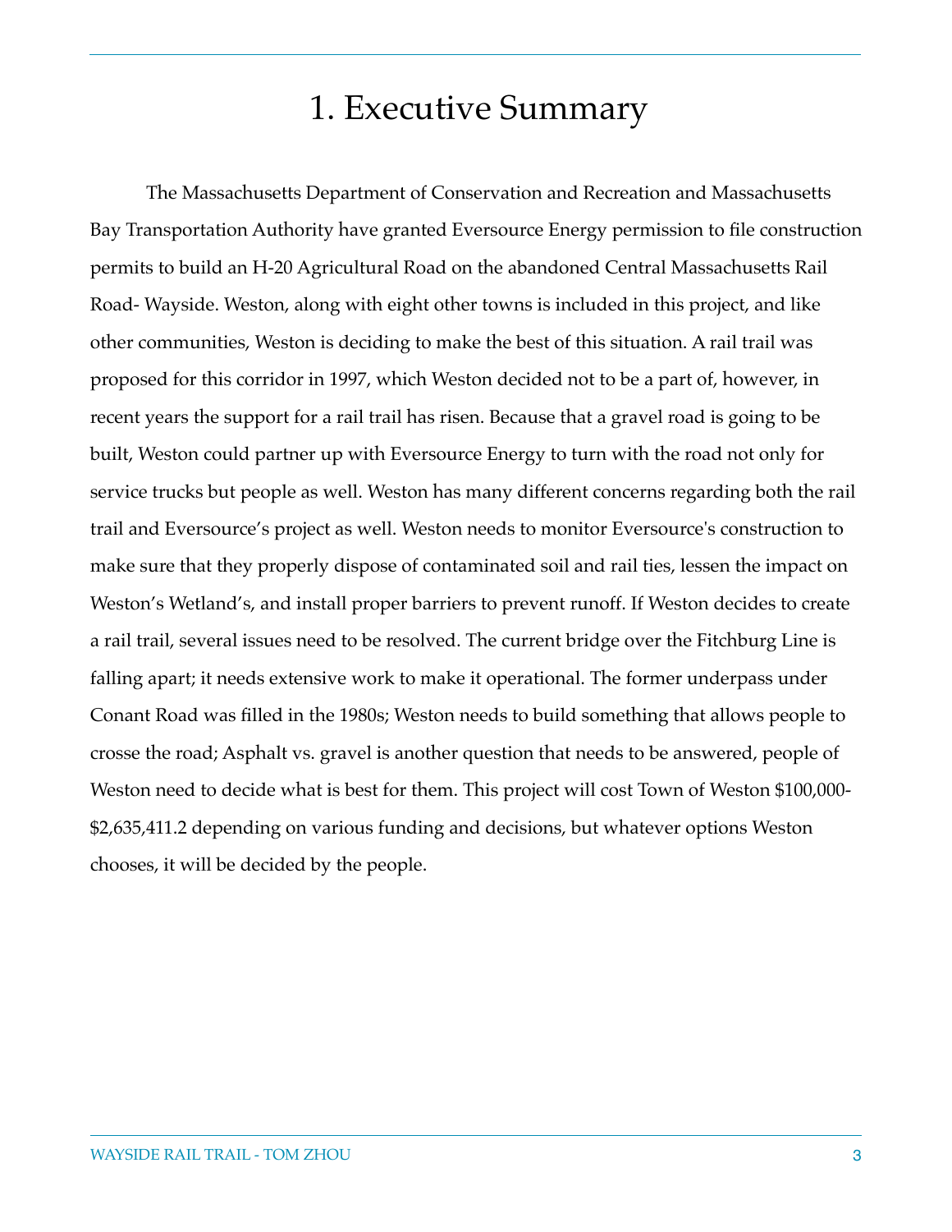# 1. Executive Summary

The Massachusetts Department of Conservation and Recreation and Massachusetts Bay Transportation Authority have granted Eversource Energy permission to file construction permits to build an H-20 Agricultural Road on the abandoned Central Massachusetts Rail Road- Wayside. Weston, along with eight other towns is included in this project, and like other communities, Weston is deciding to make the best of this situation. A rail trail was proposed for this corridor in 1997, which Weston decided not to be a part of, however, in recent years the support for a rail trail has risen. Because that a gravel road is going to be built, Weston could partner up with Eversource Energy to turn with the road not only for service trucks but people as well. Weston has many different concerns regarding both the rail trail and Eversource's project as well. Weston needs to monitor Eversource's construction to make sure that they properly dispose of contaminated soil and rail ties, lessen the impact on Weston's Wetland's, and install proper barriers to prevent runoff. If Weston decides to create a rail trail, several issues need to be resolved. The current bridge over the Fitchburg Line is falling apart; it needs extensive work to make it operational. The former underpass under Conant Road was filled in the 1980s; Weston needs to build something that allows people to crosse the road; Asphalt vs. gravel is another question that needs to be answered, people of Weston need to decide what is best for them. This project will cost Town of Weston $100,000-$2,635,411.2 depending on various funding and decisions, but whatever options Weston chooses, it will be decided by the people.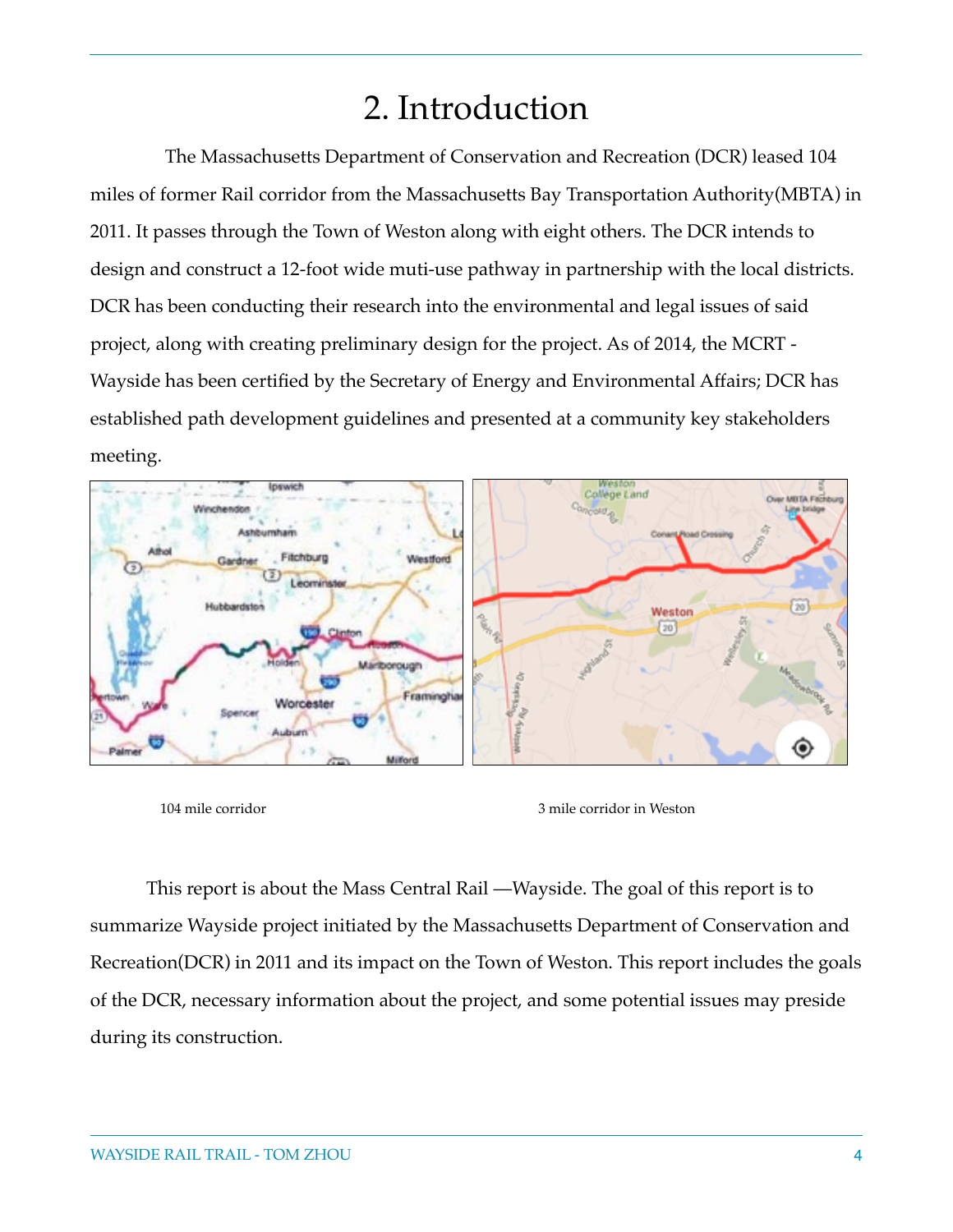# 2. Introduction

The Massachusetts Department of Conservation and Recreation (DCR) leased 104 miles of former Rail corridor from the Massachusetts Bay Transportation Authority(MBTA) in 2011. It passes through the Town of Weston along with eight others. The DCR intends to design and construct a 12-foot wide muti-use pathway in partnership with the local districts. DCR has been conducting their research into the environmental and legal issues of said project, along with creating preliminary design for the project. As of 2014, the MCRT - Wayside has been certified by the Secretary of Energy and Environmental Affairs; DCR has established path development guidelines and presented at a community key stakeholders meeting.

104 mile corridor

3 mile corridor in Weston

This report is about the Mass Central Rail —Wayside. The goal of this report is to summarize Wayside project initiated by the Massachusetts Department of Conservation and Recreation(DCR) in 2011 and its impact on the Town of Weston. This report includes the goals of the DCR, necessary information about the project, and some potential issues may preside during its construction.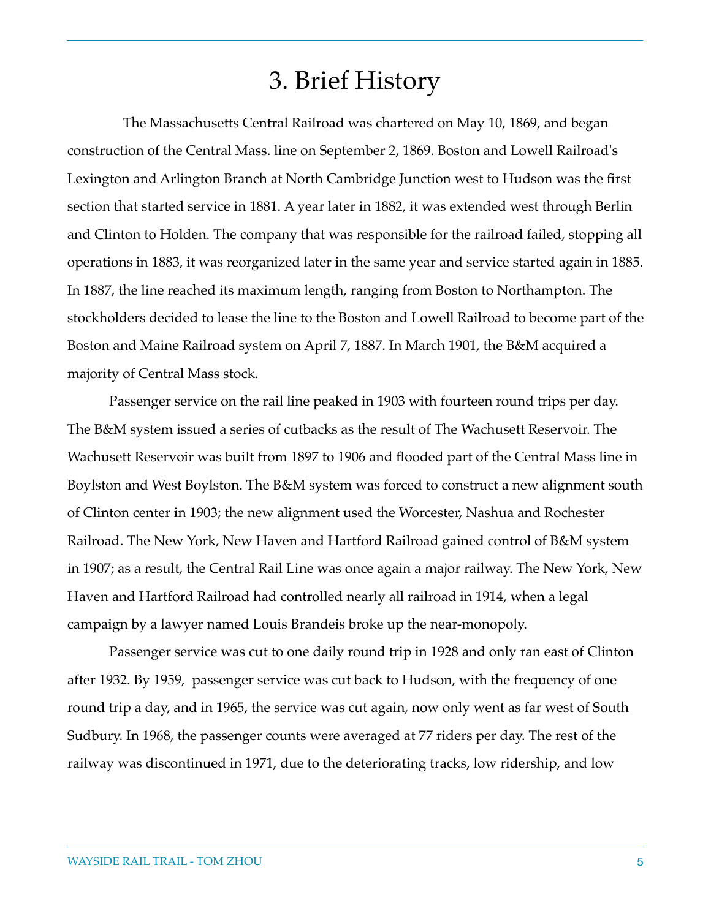# 3. Brief History

The Massachusetts Central Railroad was chartered on May 10, 1869, and began construction of the Central Mass. line on September 2, 1869. Boston and Lowell Railroad's Lexington and Arlington Branch at North Cambridge Junction west to Hudson was the first section that started service in 1881. A year later in 1882, it was extended west through Berlin and Clinton to Holden. The company that was responsible for the railroad failed, stopping all operations in 1883, it was reorganized later in the same year and service started again in 1885. In 1887, the line reached its maximum length, ranging from Boston to Northampton. The stockholders decided to lease the line to the Boston and Lowell Railroad to become part of the Boston and Maine Railroad system on April 7, 1887. In March 1901, the B&M acquired a majority of Central Mass stock.

Passenger service on the rail line peaked in 1903 with fourteen round trips per day. The B&M system issued a series of cutbacks as the result of The Wachusett Reservoir. The Wachusett Reservoir was built from 1897 to 1906 and flooded part of the Central Mass line in Boylston and West Boylston. The B&M system was forced to construct a new alignment south of Clinton center in 1903; the new alignment used the Worcester, Nashua and Rochester Railroad. The New York, New Haven and Hartford Railroad gained control of B&M system in 1907; as a result, the Central Rail Line was once again a major railway. The New York, New Haven and Hartford Railroad had controlled nearly all railroad in 1914, when a legal campaign by a lawyer named Louis Brandeis broke up the near-monopoly.

Passenger service was cut to one daily round trip in 1928 and only ran east of Clinton after 1932. By 1959, passenger service was cut back to Hudson, with the frequency of one round trip a day, and in 1965, the service was cut again, now only went as far west of South Sudbury. In 1968, the passenger counts were averaged at 77 riders per day. The rest of the railway was discontinued in 1971, due to the deteriorating tracks, low ridership, and low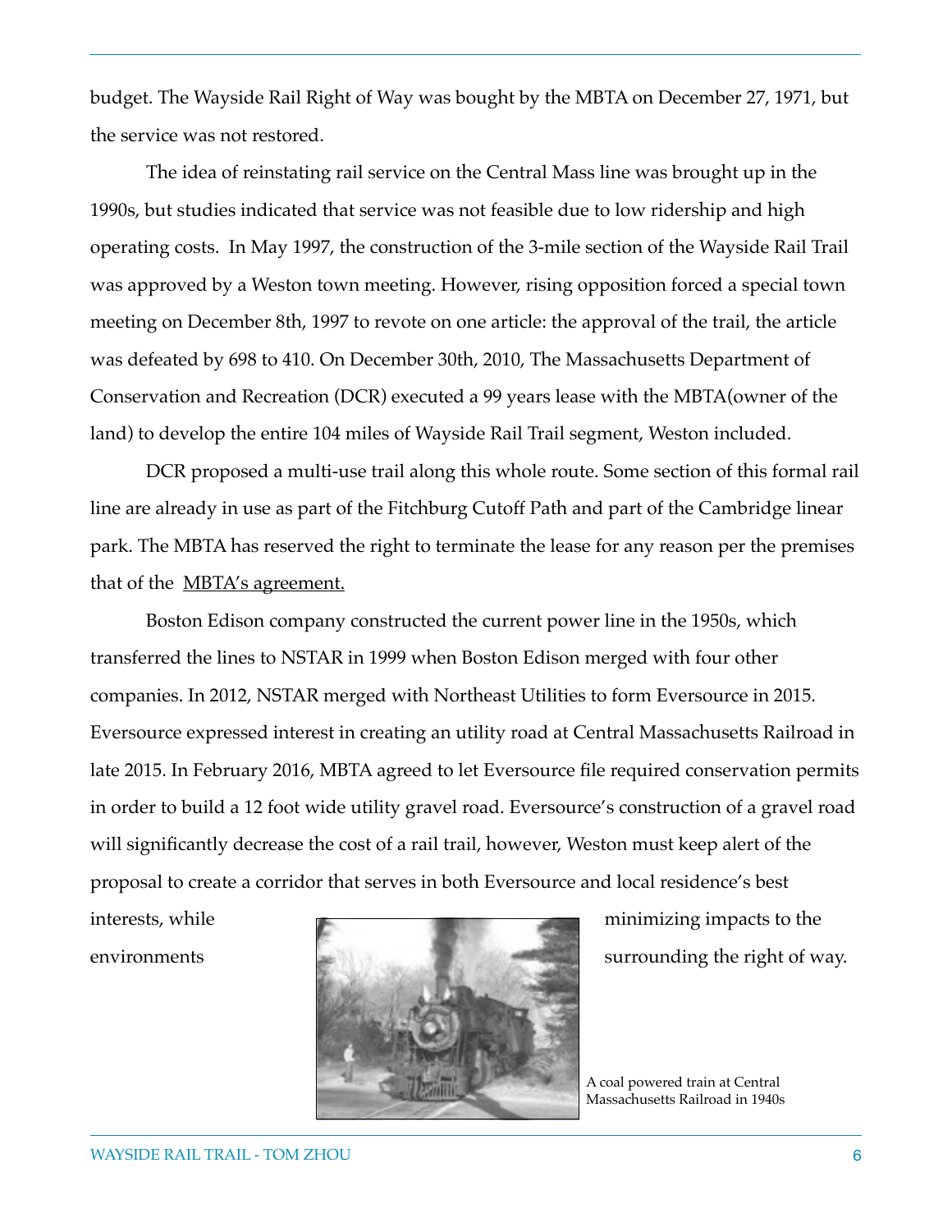budget. The Wayside Rail Right of Way was bought by the MBTA on December 27, 1971, but the service was not restored.

The idea of reinstating rail service on the Central Mass line was brought up in the 1990s, but studies indicated that service was not feasible due to low ridership and high operating costs. In May 1997, the construction of the 3-mile section of the Wayside Rail Trail was approved by a Weston town meeting. However, rising opposition forced a special town meeting on December 8th, 1997 to revote on one article: the approval of the trail, the article was defeated by 698 to 410. On December 30th, 2010, The Massachusetts Department of Conservation and Recreation (DCR) executed a 99 years lease with the MBTA(owner of the land) to develop the entire 104 miles of Wayside Rail Trail segment, Weston included.

DCR proposed a multi-use trail along this whole route. Some section of this formal rail line are already in use as part of the Fitchburg Cutoff Path and part of the Cambridge linear park. The MBTA has reserved the right to terminate the lease for any reason per the premises that of the MBTA's agreement.

Boston Edison company constructed the current power line in the 1950s, which transferred the lines to NSTAR in 1999 when Boston Edison merged with four other companies. In 2012, NSTAR merged with Northeast Utilities to form Eversource in 2015. Eversource expressed interest in creating an utility road at Central Massachusetts Railroad in late 2015. In February 2016, MBTA agreed to let Eversource file required conservation permits in order to build a 12 foot wide utility gravel road. Eversource's construction of a gravel road will significantly decrease the cost of a rail trail, however, Weston must keep alert of the proposal to create a corridor that serves in both Eversource and local residence's best interests, while minimizing impacts to the environments surrounding the right of way.

A coal powered train at Central Massachusetts Railroad in 1940s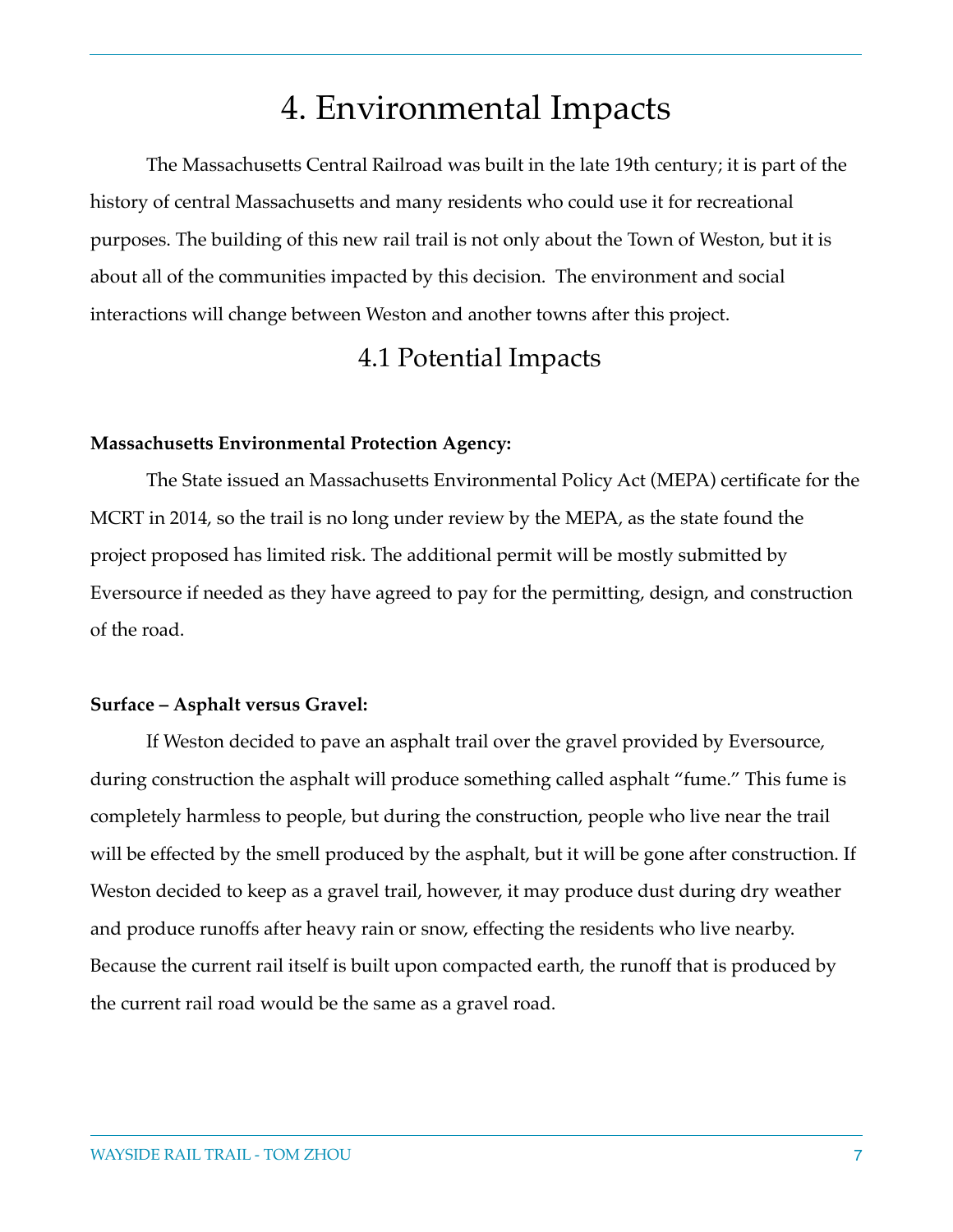# 4. Environmental Impacts

The Massachusetts Central Railroad was built in the late 19th century; it is part of the history of central Massachusetts and many residents who could use it for recreational purposes. The building of this new rail trail is not only about the Town of Weston, but it is about all of the communities impacted by this decision.  The environment and social interactions will change between Weston and another towns after this project.

## 4.1 Potential Impacts

**Massachusetts Environmental Protection Agency:**

The State issued an Massachusetts Environmental Policy Act (MEPA) certificate for the MCRT in 2014, so the trail is no long under review by the MEPA, as the state found the project proposed has limited risk. The additional permit will be mostly submitted by Eversource if needed as they have agreed to pay for the permitting, design, and construction of the road.

**Surface – Asphalt versus Gravel:**

If Weston decided to pave an asphalt trail over the gravel provided by Eversource, during construction the asphalt will produce something called asphalt "fume." This fume is completely harmless to people, but during the construction, people who live near the trail will be effected by the smell produced by the asphalt, but it will be gone after construction. If Weston decided to keep as a gravel trail, however, it may produce dust during dry weather and produce runoffs after heavy rain or snow, effecting the residents who live nearby. Because the current rail itself is built upon compacted earth, the runoff that is produced by the current rail road would be the same as a gravel road.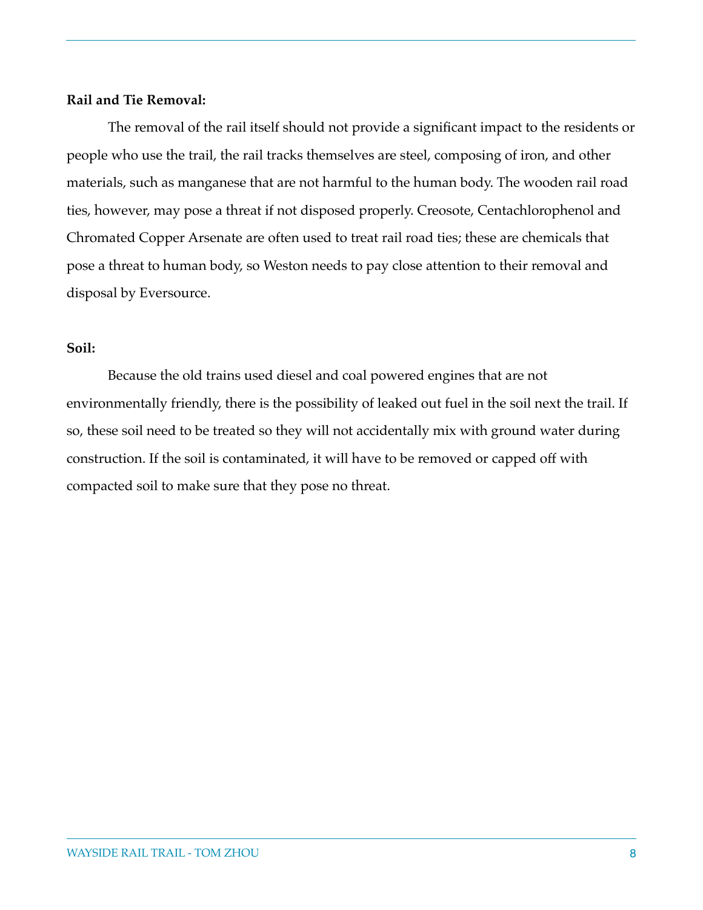**Rail and Tie Removal:**

The removal of the rail itself should not provide a significant impact to the residents or people who use the trail, the rail tracks themselves are steel, composing of iron, and other materials, such as manganese that are not harmful to the human body. The wooden rail road ties, however, may pose a threat if not disposed properly. Creosote, Centachlorophenol and Chromated Copper Arsenate are often used to treat rail road ties; these are chemicals that pose a threat to human body, so Weston needs to pay close attention to their removal and disposal by Eversource.

**Soil:**

Because the old trains used diesel and coal powered engines that are not environmentally friendly, there is the possibility of leaked out fuel in the soil next the trail. If so, these soil need to be treated so they will not accidentally mix with ground water during construction. If the soil is contaminated, it will have to be removed or capped off with compacted soil to make sure that they pose no threat.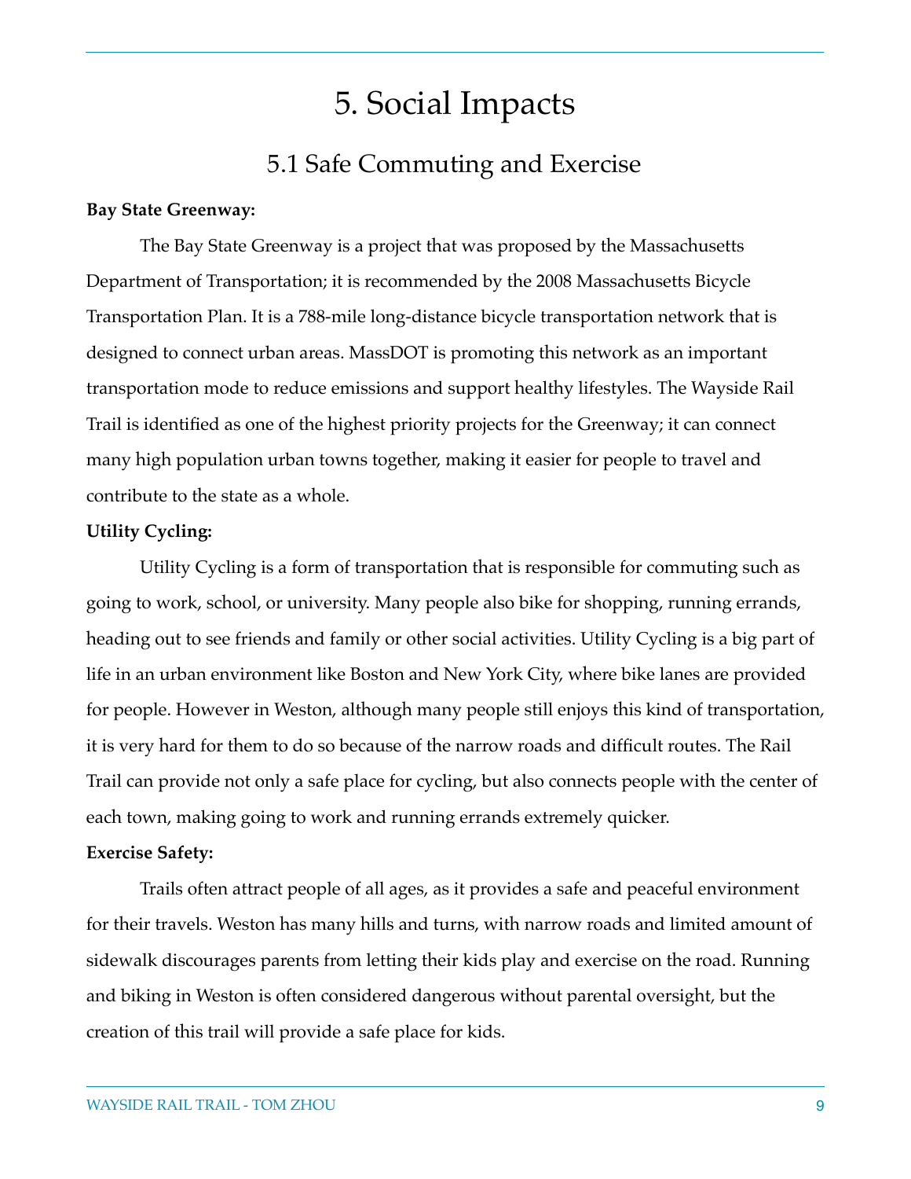# 5. Social Impacts

## 5.1 Safe Commuting and Exercise

**Bay State Greenway:**

The Bay State Greenway is a project that was proposed by the Massachusetts Department of Transportation; it is recommended by the 2008 Massachusetts Bicycle Transportation Plan. It is a 788-mile long-distance bicycle transportation network that is designed to connect urban areas. MassDOT is promoting this network as an important transportation mode to reduce emissions and support healthy lifestyles. The Wayside Rail Trail is identified as one of the highest priority projects for the Greenway; it can connect many high population urban towns together, making it easier for people to travel and contribute to the state as a whole.

**Utility Cycling:**

Utility Cycling is a form of transportation that is responsible for commuting such as going to work, school, or university. Many people also bike for shopping, running errands, heading out to see friends and family or other social activities. Utility Cycling is a big part of life in an urban environment like Boston and New York City, where bike lanes are provided for people. However in Weston, although many people still enjoys this kind of transportation, it is very hard for them to do so because of the narrow roads and difficult routes. The Rail Trail can provide not only a safe place for cycling, but also connects people with the center of each town, making going to work and running errands extremely quicker.

**Exercise Safety:**

Trails often attract people of all ages, as it provides a safe and peaceful environment for their travels. Weston has many hills and turns, with narrow roads and limited amount of sidewalk discourages parents from letting their kids play and exercise on the road. Running and biking in Weston is often considered dangerous without parental oversight, but the creation of this trail will provide a safe place for kids.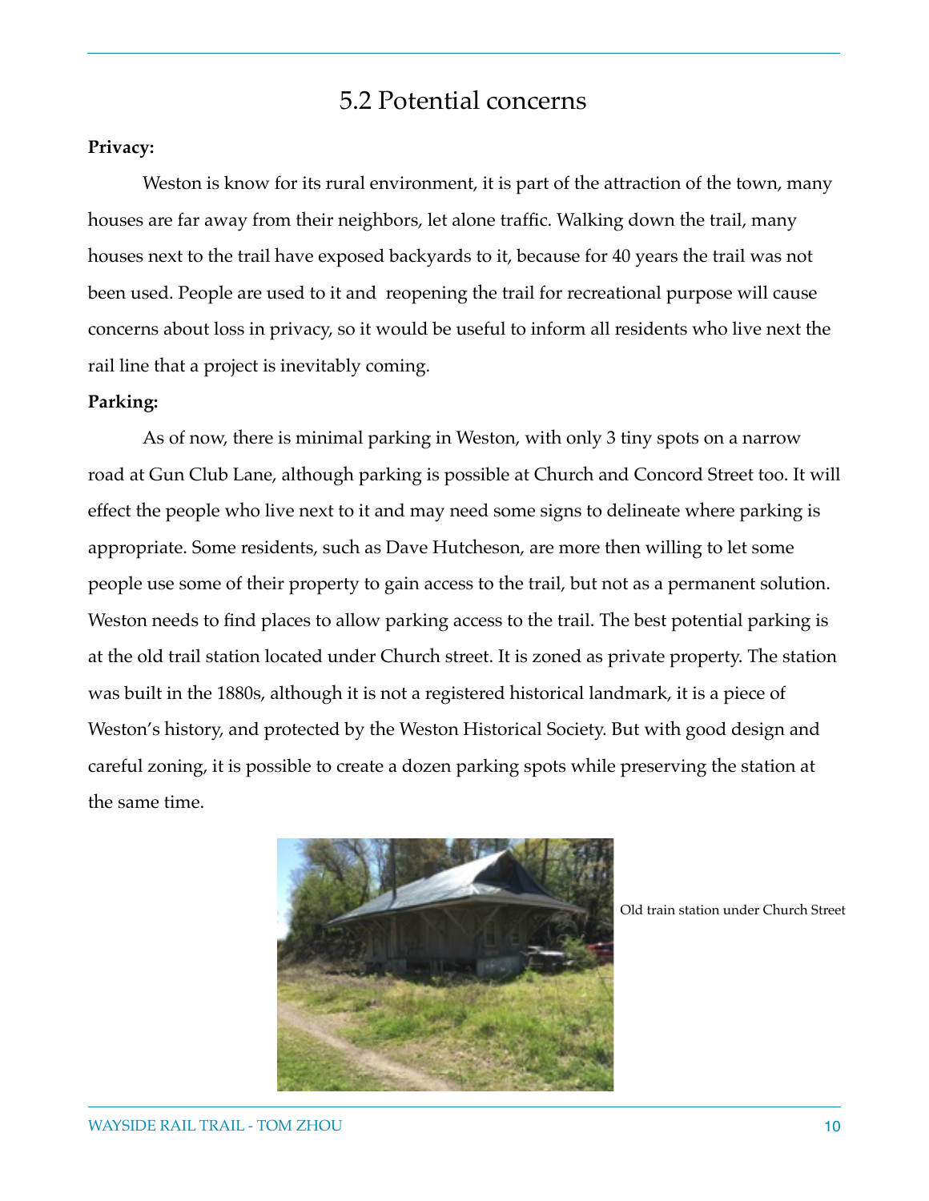## 5.2 Potential concerns

**Privacy:**

Weston is know for its rural environment, it is part of the attraction of the town, many houses are far away from their neighbors, let alone traffic. Walking down the trail, many houses next to the trail have exposed backyards to it, because for 40 years the trail was not been used. People are used to it and reopening the trail for recreational purpose will cause concerns about loss in privacy, so it would be useful to inform all residents who live next the rail line that a project is inevitably coming.

**Parking:**

As of now, there is minimal parking in Weston, with only 3 tiny spots on a narrow road at Gun Club Lane, although parking is possible at Church and Concord Street too. It will effect the people who live next to it and may need some signs to delineate where parking is appropriate. Some residents, such as Dave Hutcheson, are more then willing to let some people use some of their property to gain access to the trail, but not as a permanent solution. Weston needs to find places to allow parking access to the trail. The best potential parking is at the old trail station located under Church street. It is zoned as private property. The station was built in the 1880s, although it is not a registered historical landmark, it is a piece of Weston's history, and protected by the Weston Historical Society. But with good design and careful zoning, it is possible to create a dozen parking spots while preserving the station at the same time.

Old train station under Church Street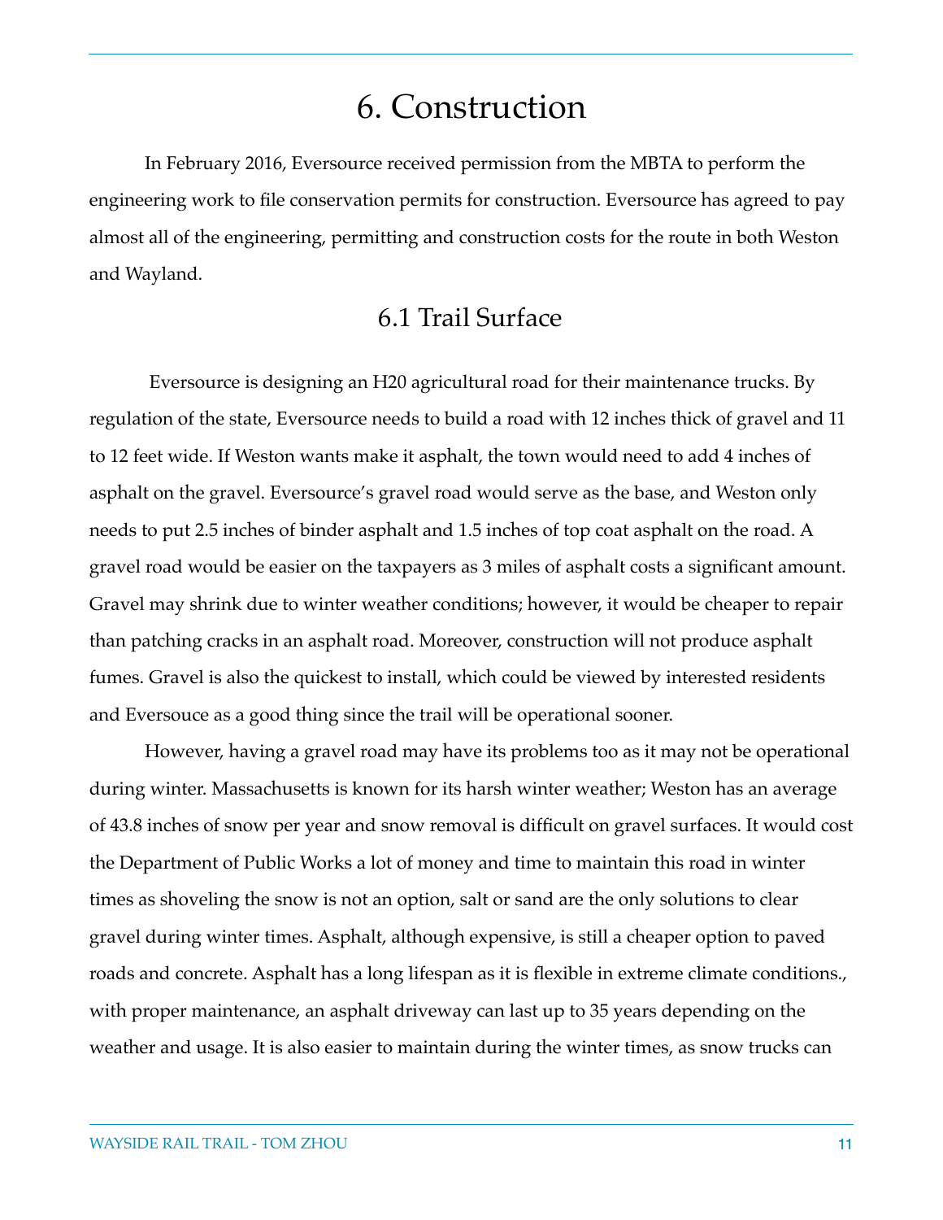# 6. Construction

In February 2016, Eversource received permission from the MBTA to perform the engineering work to file conservation permits for construction. Eversource has agreed to pay almost all of the engineering, permitting and construction costs for the route in both Weston and Wayland.

## 6.1 Trail Surface

Eversource is designing an H20 agricultural road for their maintenance trucks. By regulation of the state, Eversource needs to build a road with 12 inches thick of gravel and 11 to 12 feet wide. If Weston wants make it asphalt, the town would need to add 4 inches of asphalt on the gravel. Eversource's gravel road would serve as the base, and Weston only needs to put 2.5 inches of binder asphalt and 1.5 inches of top coat asphalt on the road. A gravel road would be easier on the taxpayers as 3 miles of asphalt costs a significant amount. Gravel may shrink due to winter weather conditions; however, it would be cheaper to repair than patching cracks in an asphalt road. Moreover, construction will not produce asphalt fumes. Gravel is also the quickest to install, which could be viewed by interested residents and Eversouce as a good thing since the trail will be operational sooner.

However, having a gravel road may have its problems too as it may not be operational during winter. Massachusetts is known for its harsh winter weather; Weston has an average of 43.8 inches of snow per year and snow removal is difficult on gravel surfaces. It would cost the Department of Public Works a lot of money and time to maintain this road in winter times as shoveling the snow is not an option, salt or sand are the only solutions to clear gravel during winter times. Asphalt, although expensive, is still a cheaper option to paved roads and concrete. Asphalt has a long lifespan as it is flexible in extreme climate conditions., with proper maintenance, an asphalt driveway can last up to 35 years depending on the weather and usage. It is also easier to maintain during the winter times, as snow trucks can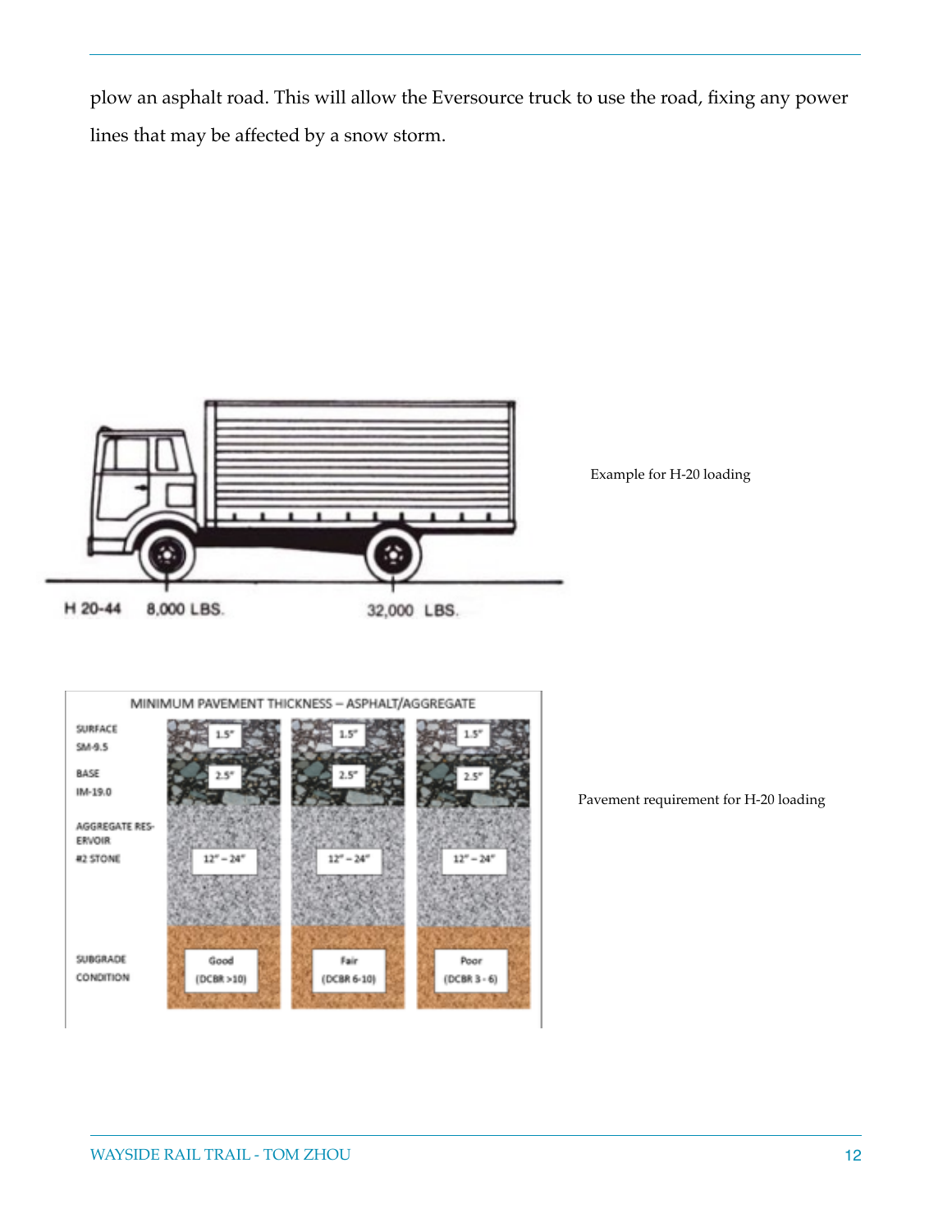plow an asphalt road. This will allow the Eversource truck to use the road, fixing any power lines that may be affected by a snow storm.

H 20-44 8,000 LBS. 32,000 LBS.

Example for H-20 loading

MINIMUM PAVEMENT THICKNESS – ASPHALT/AGGREGATE

| | | | |
|---|---|---|---|
| SURFACE SM-9.5 | 1.5" | 1.5" | 1.5" |
| BASE IM-19.0 | 2.5" | 2.5" | 2.5" |
| AGGREGATE RESERVOIR #2 STONE | 12" – 24" | 12" – 24" | 12" – 24" |
| SUBGRADE CONDITION | Good (DCBR >10) | Fair (DCBR 6-10) | Poor (DCBR 3 - 6) |

Pavement requirement for H-20 loading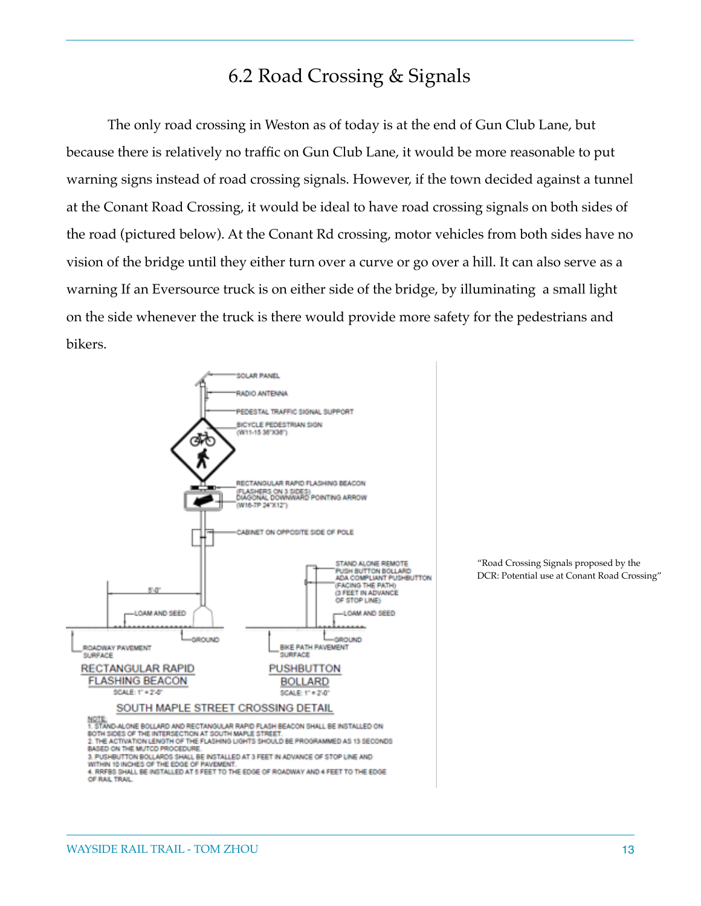## 6.2 Road Crossing & Signals

The only road crossing in Weston as of today is at the end of Gun Club Lane, but because there is relatively no traffic on Gun Club Lane, it would be more reasonable to put warning signs instead of road crossing signals. However, if the town decided against a tunnel at the Conant Road Crossing, it would be ideal to have road crossing signals on both sides of the road (pictured below). At the Conant Rd crossing, motor vehicles from both sides have no vision of the bridge until they either turn over a curve or go over a hill. It can also serve as a warning If an Eversource truck is on either side of the bridge, by illuminating a small light on the side whenever the truck is there would provide more safety for the pedestrians and bikers.

SOLAR PANEL
RADIO ANTENNA
PEDESTAL TRAFFIC SIGNAL SUPPORT
BICYCLE PEDESTRIAN SIGN (W11-15 36"X36")
RECTANGULAR RAPID FLASHING BEACON (FLASHERS ON 3 SIDES)
DIAGONAL DOWNWARD POINTING ARROW (W16-7P 24"X12")
CABINET ON OPPOSITE SIDE OF POLE
5'-0"
LOAM AND SEED
GROUND
ROADWAY PAVEMENT SURFACE

STAND ALONE REMOTE PUSH BUTTON BOLLARD ADA COMPLIANT PUSHBUTTON (FACING THE PATH) (3 FEET IN ADVANCE OF STOP LINE)
LOAM AND SEED
GROUND
BIKE PATH PAVEMENT SURFACE

RECTANGULAR RAPID FLASHING BEACON
SCALE: 1" = 2'-0"

PUSHBUTTON BOLLARD
SCALE: 1" = 2'-0"

SOUTH MAPLE STREET CROSSING DETAIL

NOTE:
1. STAND-ALONE BOLLARD AND RECTANGULAR RAPID FLASH BEACON SHALL BE INSTALLED ON BOTH SIDES OF THE INTERSECTION AT SOUTH MAPLE STREET.
2. THE ACTIVATION LENGTH OF THE FLASHING LIGHTS SHOULD BE PROGRAMMED AS 13 SECONDS BASED ON THE MUTCD PROCEDURE.
3. PUSHBUTTON BOLLARDS SHALL BE INSTALLED AT 3 FEET IN ADVANCE OF STOP LINE AND WITHIN 10 INCHES OF THE EDGE OF PAVEMENT.
4. RRFBS SHALL BE INSTALLED AT 5 FEET TO THE EDGE OF ROADWAY AND 4 FEET TO THE EDGE OF RAIL TRAIL.

"Road Crossing Signals proposed by the DCR: Potential use at Conant Road Crossing"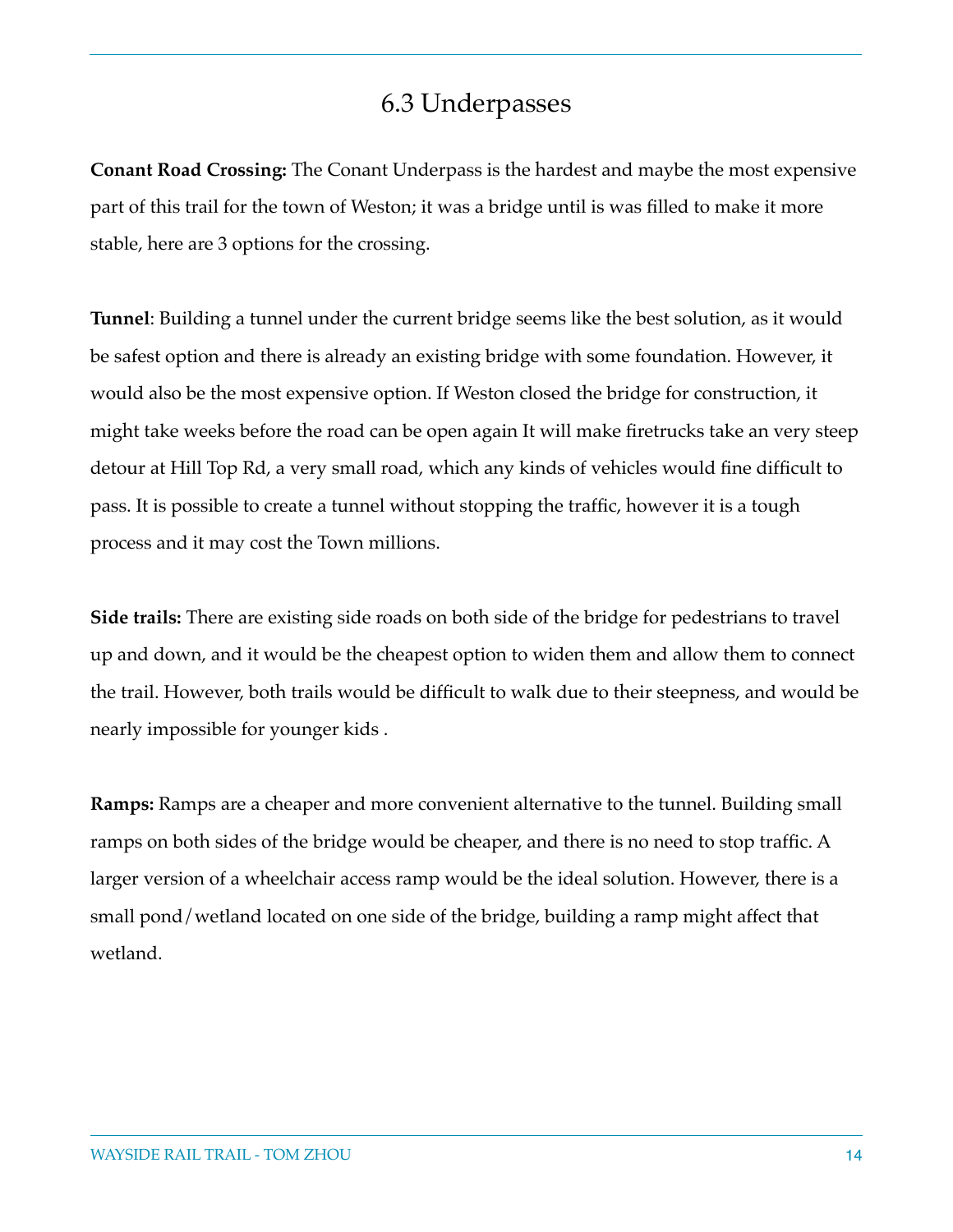## 6.3 Underpasses

**Conant Road Crossing:** The Conant Underpass is the hardest and maybe the most expensive part of this trail for the town of Weston; it was a bridge until is was filled to make it more stable, here are 3 options for the crossing.

**Tunnel**: Building a tunnel under the current bridge seems like the best solution, as it would be safest option and there is already an existing bridge with some foundation. However, it would also be the most expensive option. If Weston closed the bridge for construction, it might take weeks before the road can be open again It will make firetrucks take an very steep detour at Hill Top Rd, a very small road, which any kinds of vehicles would fine difficult to pass. It is possible to create a tunnel without stopping the traffic, however it is a tough process and it may cost the Town millions.

**Side trails:** There are existing side roads on both side of the bridge for pedestrians to travel up and down, and it would be the cheapest option to widen them and allow them to connect the trail. However, both trails would be difficult to walk due to their steepness, and would be nearly impossible for younger kids .

**Ramps:** Ramps are a cheaper and more convenient alternative to the tunnel. Building small ramps on both sides of the bridge would be cheaper, and there is no need to stop traffic. A larger version of a wheelchair access ramp would be the ideal solution. However, there is a small pond/wetland located on one side of the bridge, building a ramp might affect that wetland.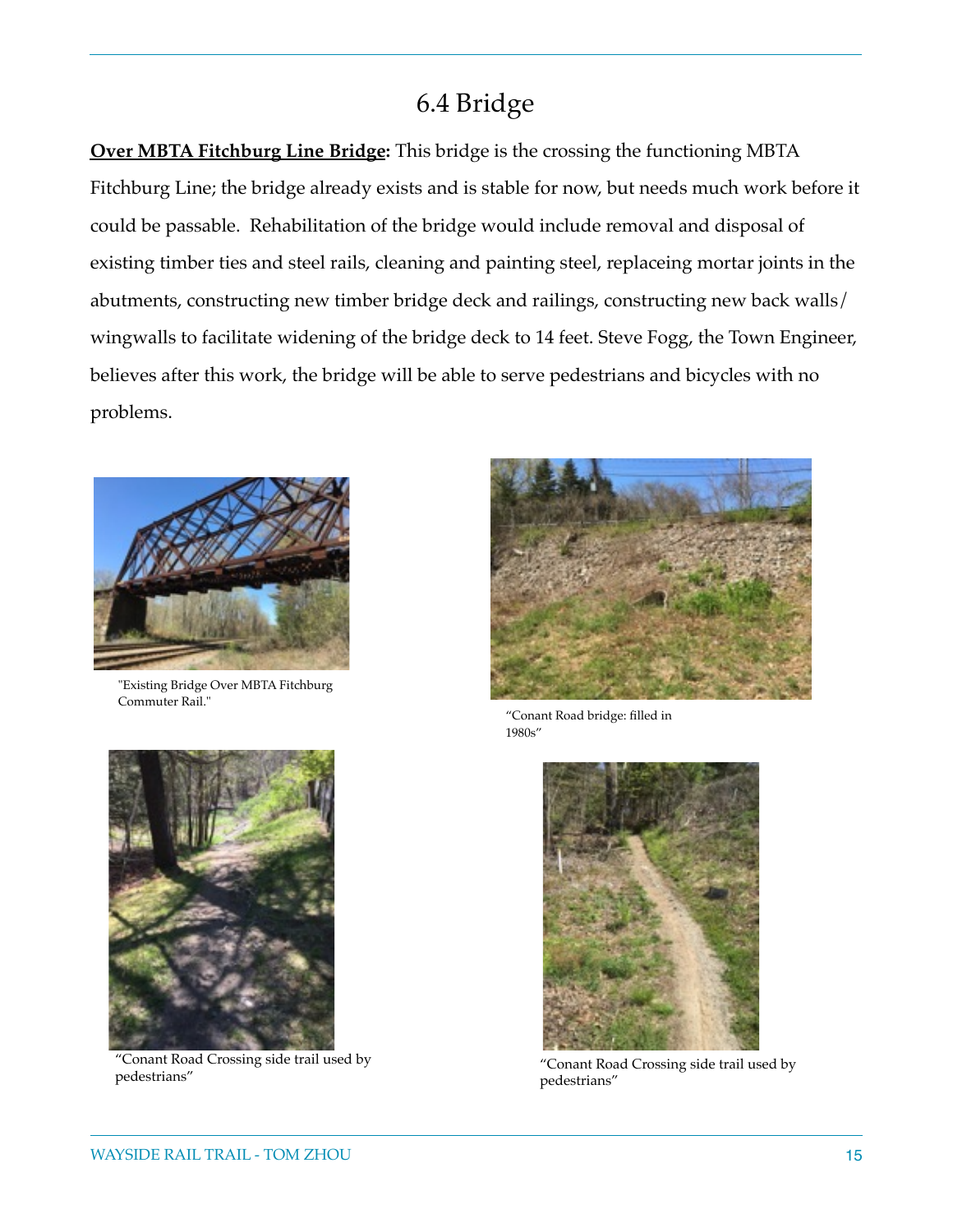# 6.4 Bridge

**<u>Over MBTA Fitchburg Line Bridge</u>:** This bridge is the crossing the functioning MBTA Fitchburg Line; the bridge already exists and is stable for now, but needs much work before it could be passable. Rehabilitation of the bridge would include removal and disposal of existing timber ties and steel rails, cleaning and painting steel, replaceing mortar joints in the abutments, constructing new timber bridge deck and railings, constructing new back walls/wingwalls to facilitate widening of the bridge deck to 14 feet. Steve Fogg, the Town Engineer, believes after this work, the bridge will be able to serve pedestrians and bicycles with no problems.

"Existing Bridge Over MBTA Fitchburg Commuter Rail."

"Conant Road bridge: filled in 1980s"

"Conant Road Crossing side trail used by pedestrians"

"Conant Road Crossing side trail used by pedestrians"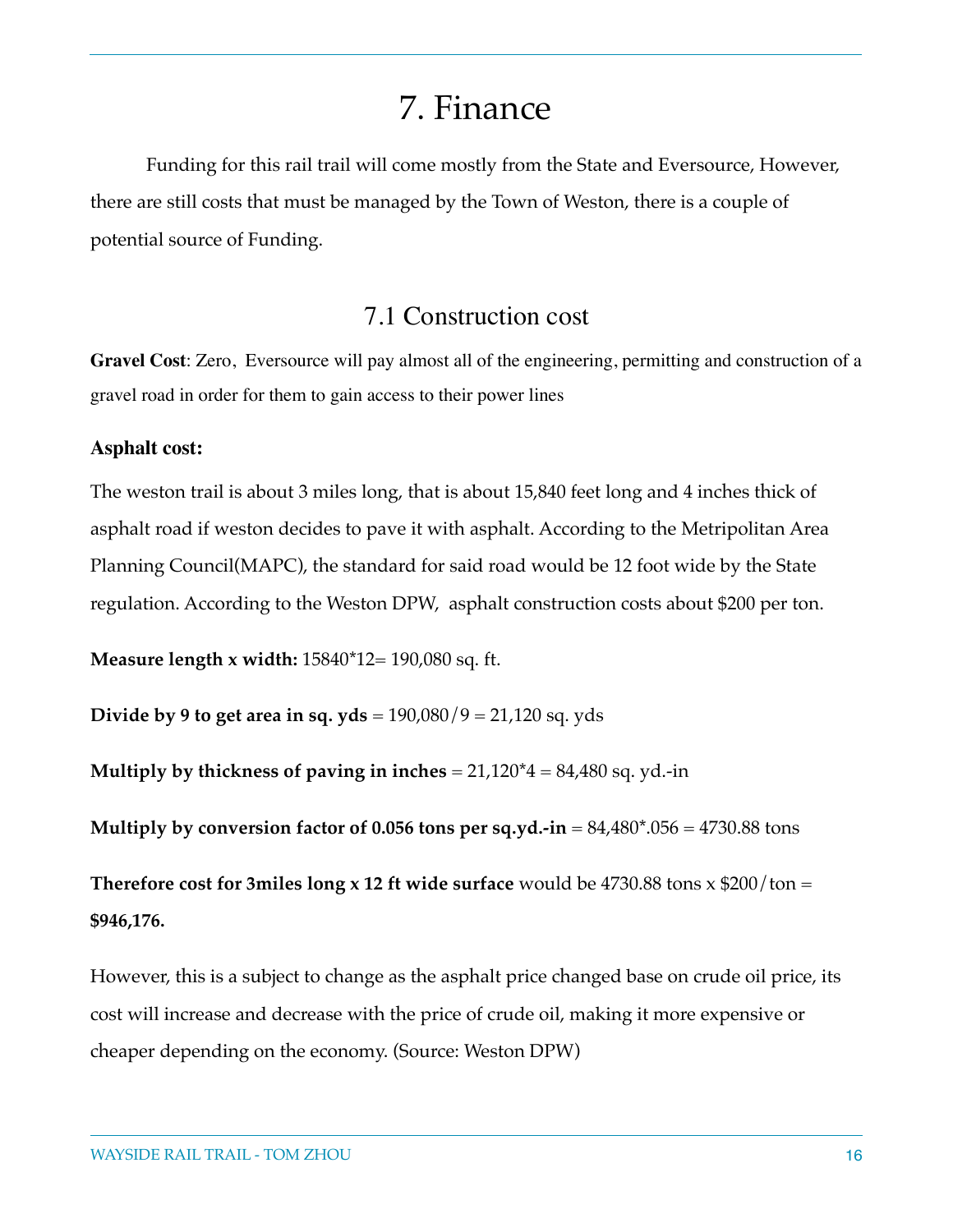# 7. Finance

Funding for this rail trail will come mostly from the State and Eversource, However, there are still costs that must be managed by the Town of Weston, there is a couple of potential source of Funding.

## 7.1 Construction cost

**Gravel Cost**: Zero, Eversource will pay almost all of the engineering, permitting and construction of a gravel road in order for them to gain access to their power lines

**Asphalt cost:**

The weston trail is about 3 miles long, that is about 15,840 feet long and 4 inches thick of asphalt road if weston decides to pave it with asphalt. According to the Metripolitan Area Planning Council(MAPC), the standard for said road would be 12 foot wide by the State regulation. According to the Weston DPW, asphalt construction costs about $200 per ton.

**Measure length x width:** 15840*12= 190,080 sq. ft.

**Divide by 9 to get area in sq. yds** = 190,080/9 = 21,120 sq. yds

**Multiply by thickness of paving in inches** = 21,120*4 = 84,480 sq. yd.-in

**Multiply by conversion factor of 0.056 tons per sq.yd.-in** = 84,480*.056 = 4730.88 tons

**Therefore cost for 3miles long x 12 ft wide surface** would be 4730.88 tons x $200/ton = **$946,176.**

However, this is a subject to change as the asphalt price changed base on crude oil price, its cost will increase and decrease with the price of crude oil, making it more expensive or cheaper depending on the economy. (Source: Weston DPW)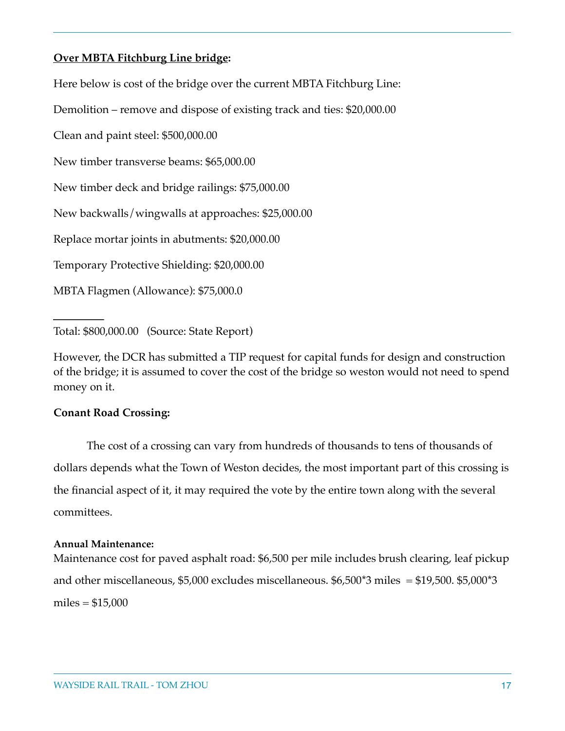**<u>Over MBTA Fitchburg Line bridge</u>:**

Here below is cost of the bridge over the current MBTA Fitchburg Line:

Demolition – remove and dispose of existing track and ties: $20,000.00

Clean and paint steel: $500,000.00

New timber transverse beams: $65,000.00

New timber deck and bridge railings: $75,000.00

New backwalls/wingwalls at approaches: $25,000.00

Replace mortar joints in abutments: $20,000.00

Temporary Protective Shielding: $20,000.00

MBTA Flagmen (Allowance): $75,000.0

---

Total: $800,000.00 (Source: State Report)

However, the DCR has submitted a TIP request for capital funds for design and construction of the bridge; it is assumed to cover the cost of the bridge so weston would not need to spend money on it.

**Conant Road Crossing:**

The cost of a crossing can vary from hundreds of thousands to tens of thousands of dollars depends what the Town of Weston decides, the most important part of this crossing is the financial aspect of it, it may required the vote by the entire town along with the several committees.

**Annual Maintenance:**

Maintenance cost for paved asphalt road: $6,500 per mile includes brush clearing, leaf pickup and other miscellaneous, $5,000 excludes miscellaneous. $6,500*3 miles = $19,500. $5,000*3 miles = $15,000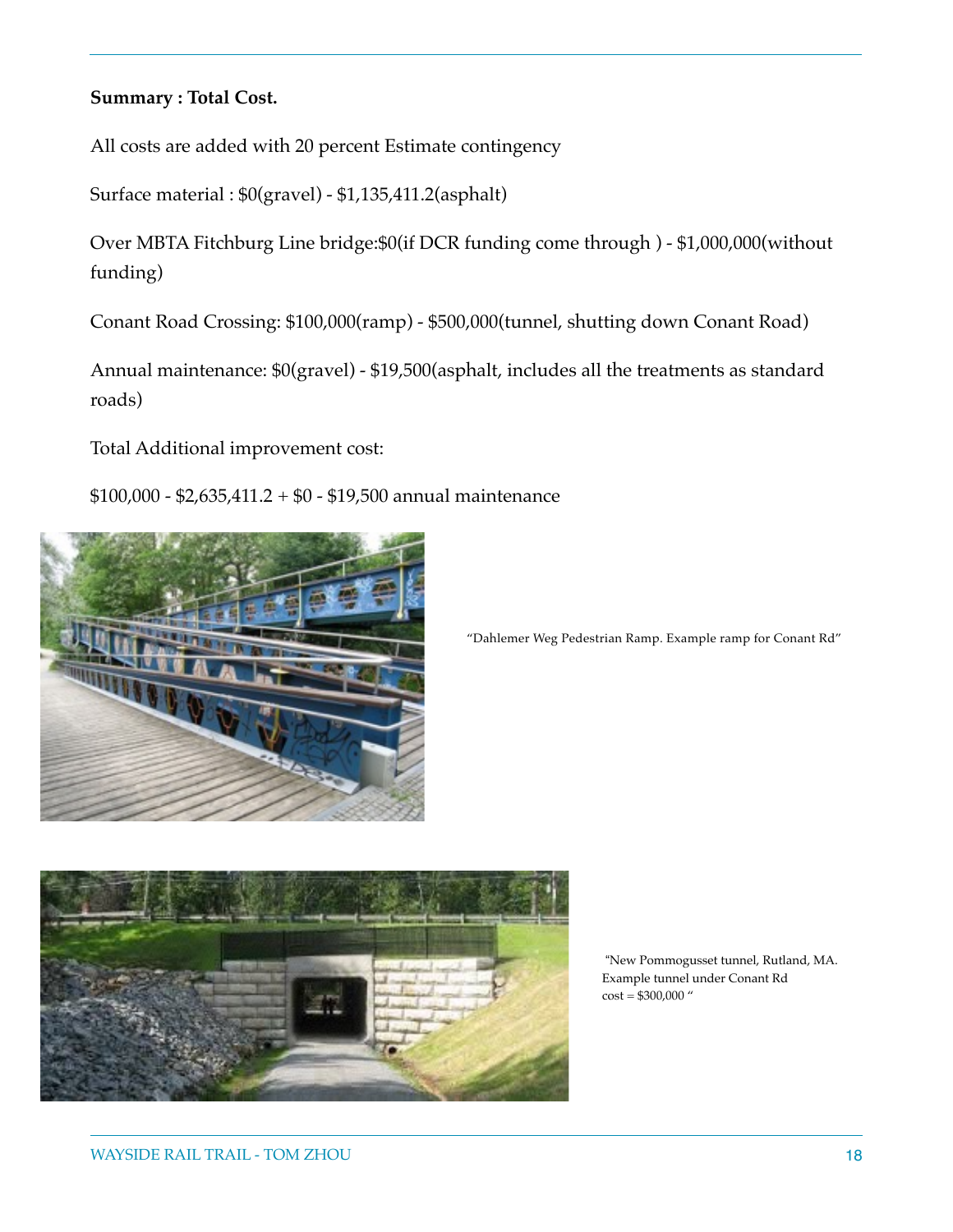**Summary : Total Cost.**

All costs are added with 20 percent Estimate contingency

Surface material : $0(gravel) - $1,135,411.2(asphalt)

Over MBTA Fitchburg Line bridge:$0(if DCR funding come through ) - $1,000,000(without funding)

Conant Road Crossing: $100,000(ramp) - $500,000(tunnel, shutting down Conant Road)

Annual maintenance: $0(gravel) - $19,500(asphalt, includes all the treatments as standard roads)

Total Additional improvement cost:

$100,000 - $2,635,411.2 + $0 - $19,500 annual maintenance

"Dahlemer Weg Pedestrian Ramp. Example ramp for Conant Rd"

"New Pommogusset tunnel, Rutland, MA. Example tunnel under Conant Rd cost = $300,000 "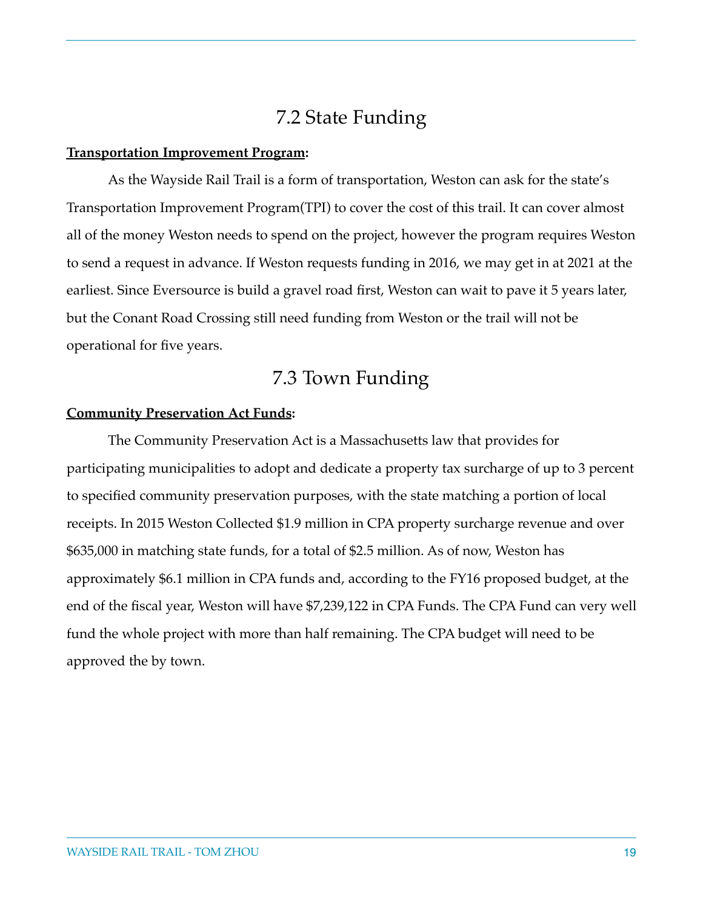## 7.2 State Funding

**Transportation Improvement Program:**

As the Wayside Rail Trail is a form of transportation, Weston can ask for the state's Transportation Improvement Program(TPI) to cover the cost of this trail. It can cover almost all of the money Weston needs to spend on the project, however the program requires Weston to send a request in advance. If Weston requests funding in 2016, we may get in at 2021 at the earliest. Since Eversource is build a gravel road first, Weston can wait to pave it 5 years later, but the Conant Road Crossing still need funding from Weston or the trail will not be operational for five years.

## 7.3 Town Funding

**Community Preservation Act Funds:**

The Community Preservation Act is a Massachusetts law that provides for participating municipalities to adopt and dedicate a property tax surcharge of up to 3 percent to specified community preservation purposes, with the state matching a portion of local receipts. In 2015 Weston Collected $1.9 million in CPA property surcharge revenue and over $635,000 in matching state funds, for a total of $2.5 million. As of now, Weston has approximately $6.1 million in CPA funds and, according to the FY16 proposed budget, at the end of the fiscal year, Weston will have $7,239,122 in CPA Funds. The CPA Fund can very well fund the whole project with more than half remaining. The CPA budget will need to be approved the by town.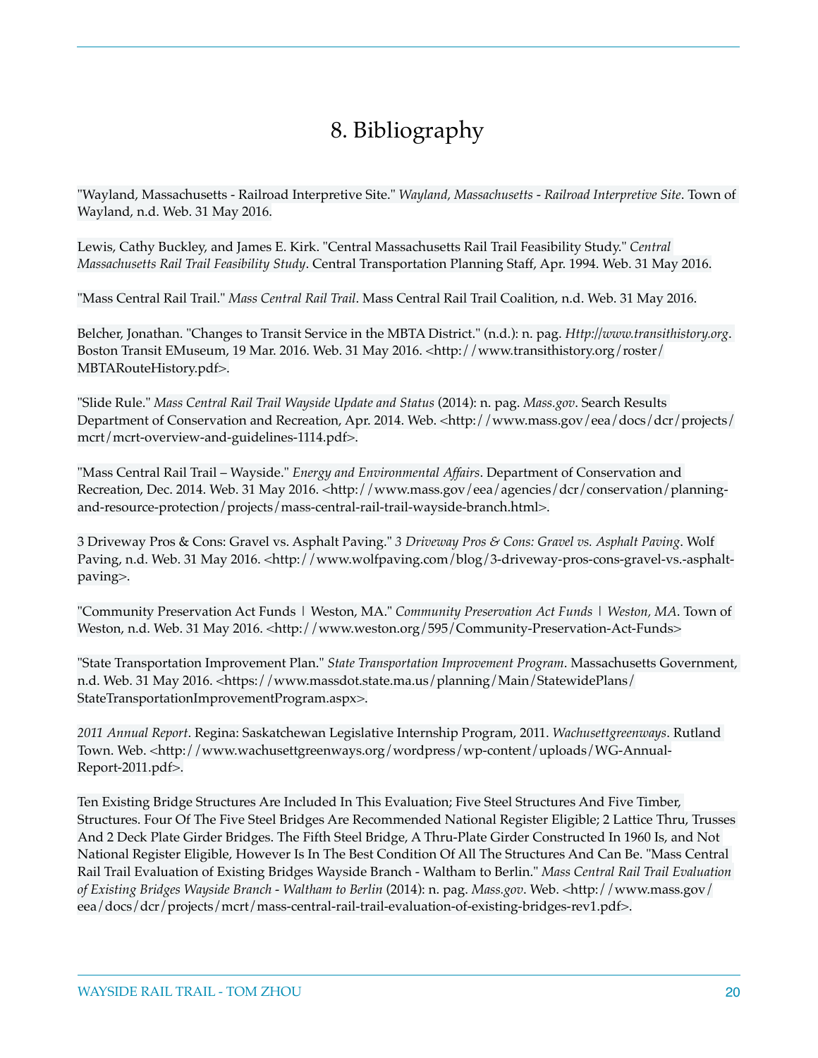# 8. Bibliography

"Wayland, Massachusetts - Railroad Interpretive Site." *Wayland, Massachusetts - Railroad Interpretive Site*. Town of Wayland, n.d. Web. 31 May 2016.

Lewis, Cathy Buckley, and James E. Kirk. "Central Massachusetts Rail Trail Feasibility Study." *Central Massachusetts Rail Trail Feasibility Study*. Central Transportation Planning Staff, Apr. 1994. Web. 31 May 2016.

"Mass Central Rail Trail." *Mass Central Rail Trail*. Mass Central Rail Trail Coalition, n.d. Web. 31 May 2016.

Belcher, Jonathan. "Changes to Transit Service in the MBTA District." (n.d.): n. pag. *Http://www.transithistory.org*. Boston Transit EMuseum, 19 Mar. 2016. Web. 31 May 2016. <http://www.transithistory.org/roster/MBTARouteHistory.pdf>.

"Slide Rule." *Mass Central Rail Trail Wayside Update and Status* (2014): n. pag. *Mass.gov*. Search Results Department of Conservation and Recreation, Apr. 2014. Web. <http://www.mass.gov/eea/docs/dcr/projects/mcrt/mcrt-overview-and-guidelines-1114.pdf>.

"Mass Central Rail Trail – Wayside." *Energy and Environmental Affairs*. Department of Conservation and Recreation, Dec. 2014. Web. 31 May 2016. <http://www.mass.gov/eea/agencies/dcr/conservation/planning-and-resource-protection/projects/mass-central-rail-trail-wayside-branch.html>.

3 Driveway Pros & Cons: Gravel vs. Asphalt Paving." *3 Driveway Pros & Cons: Gravel vs. Asphalt Paving*. Wolf Paving, n.d. Web. 31 May 2016. <http://www.wolfpaving.com/blog/3-driveway-pros-cons-gravel-vs.-asphalt-paving>.

"Community Preservation Act Funds | Weston, MA." *Community Preservation Act Funds | Weston, MA*. Town of Weston, n.d. Web. 31 May 2016. <http://www.weston.org/595/Community-Preservation-Act-Funds>

"State Transportation Improvement Plan." *State Transportation Improvement Program*. Massachusetts Government, n.d. Web. 31 May 2016. <https://www.massdot.state.ma.us/planning/Main/StatewidePlans/StateTransportationImprovementProgram.aspx>.

*2011 Annual Report*. Regina: Saskatchewan Legislative Internship Program, 2011. *Wachusettgreenways*. Rutland Town. Web. <http://www.wachusettgreenways.org/wordpress/wp-content/uploads/WG-Annual-Report-2011.pdf>.

Ten Existing Bridge Structures Are Included In This Evaluation; Five Steel Structures And Five Timber, Structures. Four Of The Five Steel Bridges Are Recommended National Register Eligible; 2 Lattice Thru, Trusses And 2 Deck Plate Girder Bridges. The Fifth Steel Bridge, A Thru-Plate Girder Constructed In 1960 Is, and Not National Register Eligible, However Is In The Best Condition Of All The Structures And Can Be. "Mass Central Rail Trail Evaluation of Existing Bridges Wayside Branch - Waltham to Berlin." *Mass Central Rail Trail Evaluation of Existing Bridges Wayside Branch - Waltham to Berlin* (2014): n. pag. *Mass.gov*. Web. <http://www.mass.gov/eea/docs/dcr/projects/mcrt/mass-central-rail-trail-evaluation-of-existing-bridges-rev1.pdf>.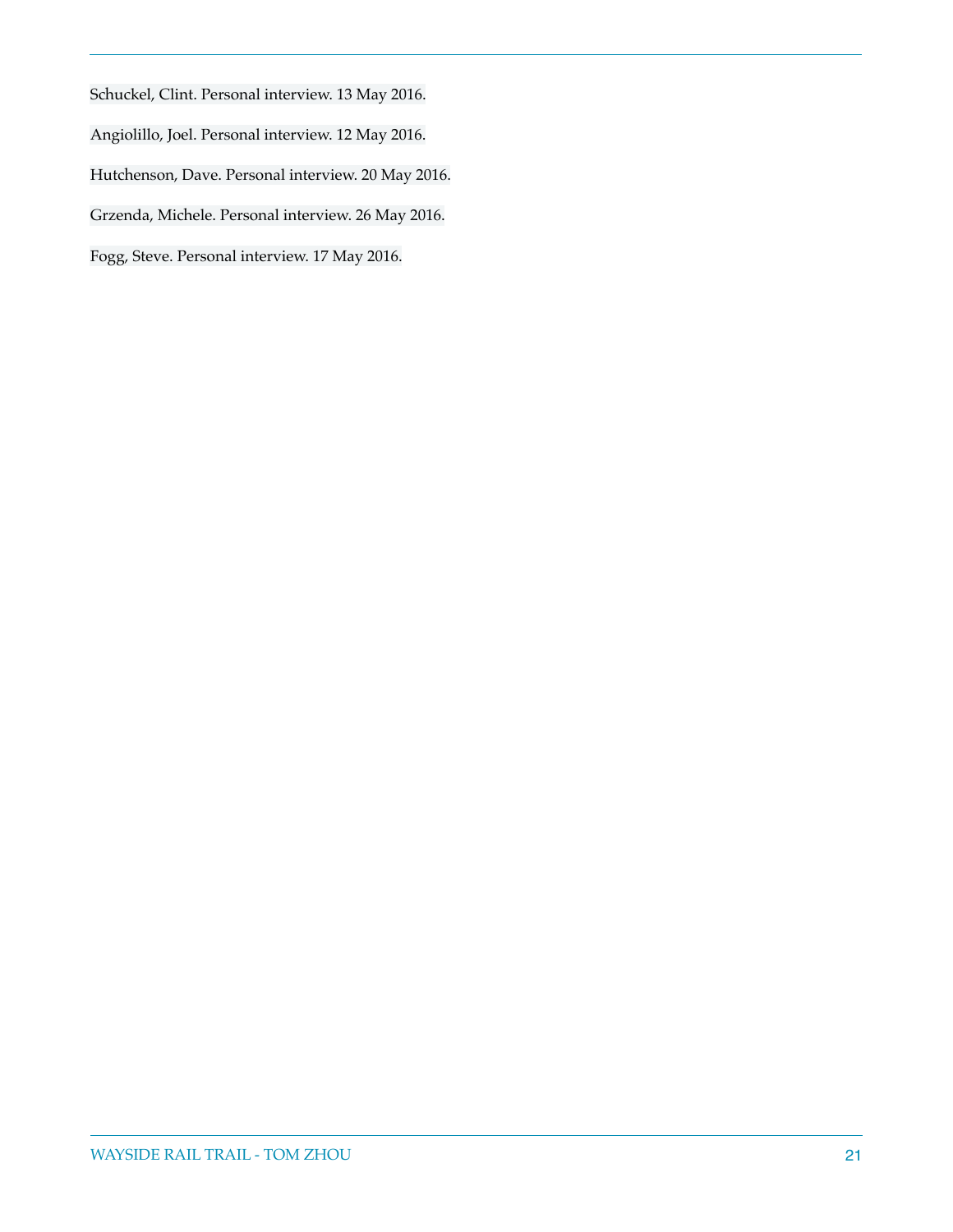Schuckel, Clint. Personal interview. 13 May 2016.

Angiolillo, Joel. Personal interview. 12 May 2016.

Hutchenson, Dave. Personal interview. 20 May 2016.

Grzenda, Michele. Personal interview. 26 May 2016.

Fogg, Steve. Personal interview. 17 May 2016.